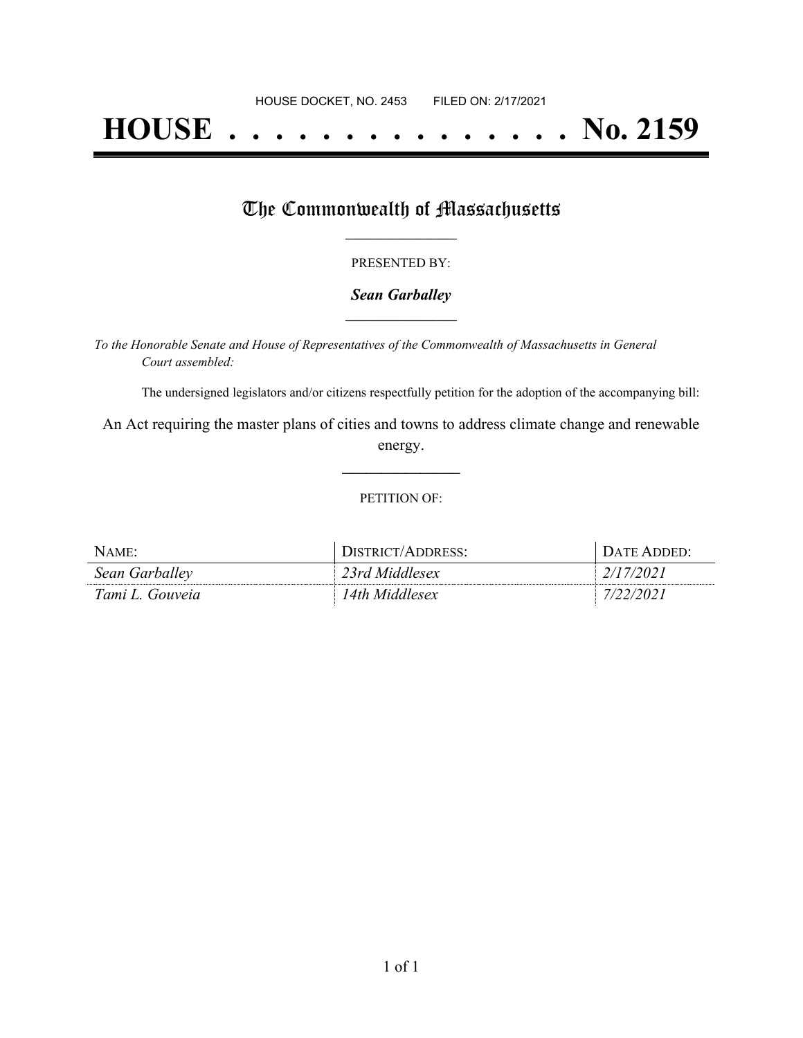HOUSE DOCKET, NO. 2453 FILED ON: 2/17/2021

# HOUSE . . . . . . . . . . . . . . . No. 2159

## The Commonwealth of Massachusetts

PRESENTED BY:

***Sean Garballey***

*To the Honorable Senate and House of Representatives of the Commonwealth of Massachusetts in General Court assembled:*

The undersigned legislators and/or citizens respectfully petition for the adoption of the accompanying bill:

An Act requiring the master plans of cities and towns to address climate change and renewable energy.

PETITION OF:

| NAME: | DISTRICT/ADDRESS: | DATE ADDED: |
|---|---|---|
| *Sean Garballey* | *23rd Middlesex* | *2/17/2021* |
| *Tami L. Gouveia* | *14th Middlesex* | *7/22/2021* |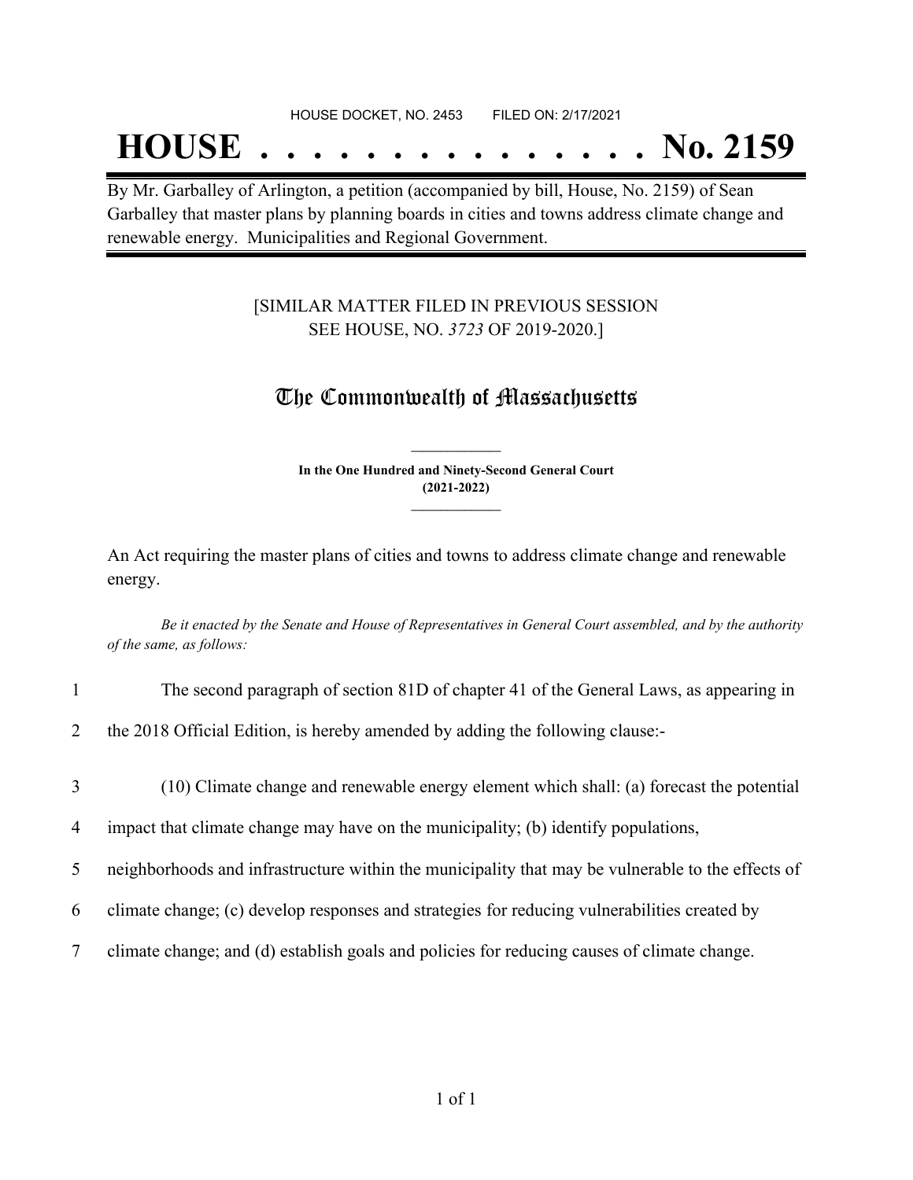HOUSE DOCKET, NO. 2453 FILED ON: 2/17/2021

# HOUSE . . . . . . . . . . . . . . . No. 2159

By Mr. Garballey of Arlington, a petition (accompanied by bill, House, No. 2159) of Sean Garballey that master plans by planning boards in cities and towns address climate change and renewable energy. Municipalities and Regional Government.

[SIMILAR MATTER FILED IN PREVIOUS SESSION SEE HOUSE, NO. *3723* OF 2019-2020.]

## The Commonwealth of Massachusetts

**In the One Hundred and Ninety-Second General Court (2021-2022)**

An Act requiring the master plans of cities and towns to address climate change and renewable energy.

*Be it enacted by the Senate and House of Representatives in General Court assembled, and by the authority of the same, as follows:*

1 The second paragraph of section 81D of chapter 41 of the General Laws, as appearing in
2 the 2018 Official Edition, is hereby amended by adding the following clause:-

3 (10) Climate change and renewable energy element which shall: (a) forecast the potential
4 impact that climate change may have on the municipality; (b) identify populations,
5 neighborhoods and infrastructure within the municipality that may be vulnerable to the effects of
6 climate change; (c) develop responses and strategies for reducing vulnerabilities created by
7 climate change; and (d) establish goals and policies for reducing causes of climate change.